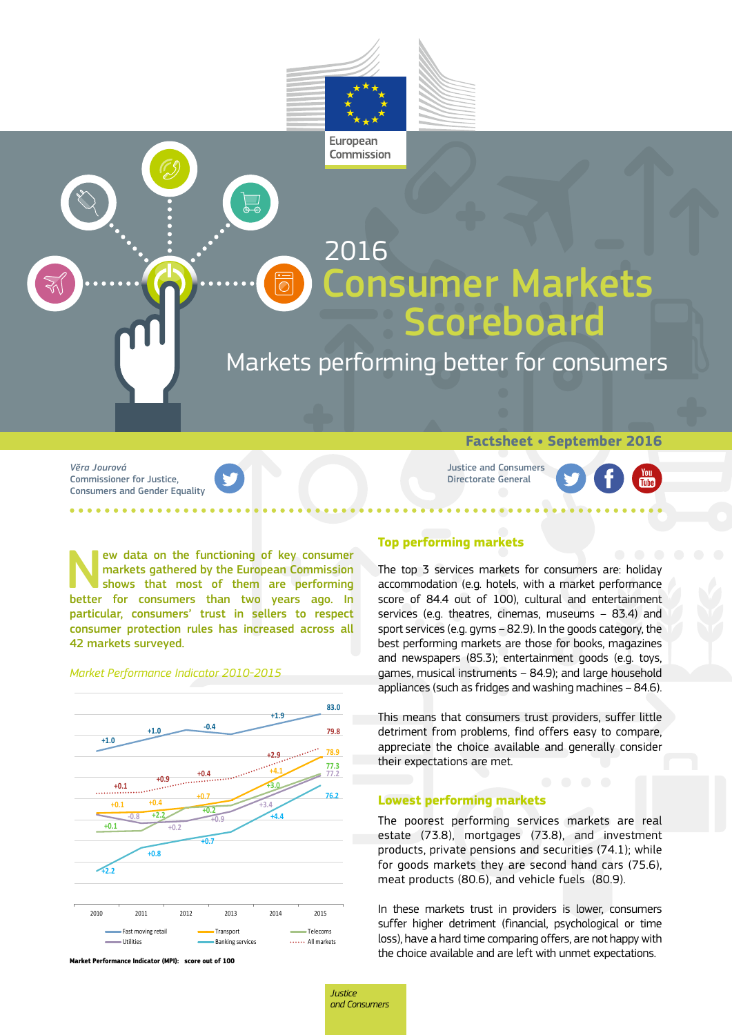European Commission

# 2016 Consumer Markets Scoreboard

## Markets performing better for consumers

**Factsheet • September 2016**

*Věra Jourová*
Commissioner for Justice, Consumers and Gender Equality

Justice and Consumers Directorate General

**New data on the functioning of key consumer markets gathered by the European Commission shows that most of them are performing better for consumers than two years ago. In particular, consumers' trust in sellers to respect consumer protection rules has increased across all 42 markets surveyed.**

*Market Performance Indicator 2010-2015*

| Market | 2015 score |
|---|---|
| Fast moving retail | 83.0 |
| All markets | 79.8 |
| Transport | 78.9 |
| Telecoms | 77.3 |
| Utilities | 77.2 |
| Banking services | 76.2 |

**Market Performance Indicator (MPI): score out of 100**

## Top performing markets

The top 3 services markets for consumers are: holiday accommodation (e.g. hotels, with a market performance score of 84.4 out of 100), cultural and entertainment services (e.g. theatres, cinemas, museums – 83.4) and sport services (e.g. gyms – 82.9). In the goods category, the best performing markets are those for books, magazines and newspapers (85.3); entertainment goods (e.g. toys, games, musical instruments – 84.9); and large household appliances (such as fridges and washing machines – 84.6).

This means that consumers trust providers, suffer little detriment from problems, find offers easy to compare, appreciate the choice available and generally consider their expectations are met.

## Lowest performing markets

The poorest performing services markets are real estate (73.8), mortgages (73.8), and investment products, private pensions and securities (74.1); while for goods markets they are second hand cars (75.6), meat products (80.6), and vehicle fuels (80.9).

In these markets trust in providers is lower, consumers suffer higher detriment (financial, psychological or time loss), have a hard time comparing offers, are not happy with the choice available and are left with unmet expectations.

*Justice and Consumers*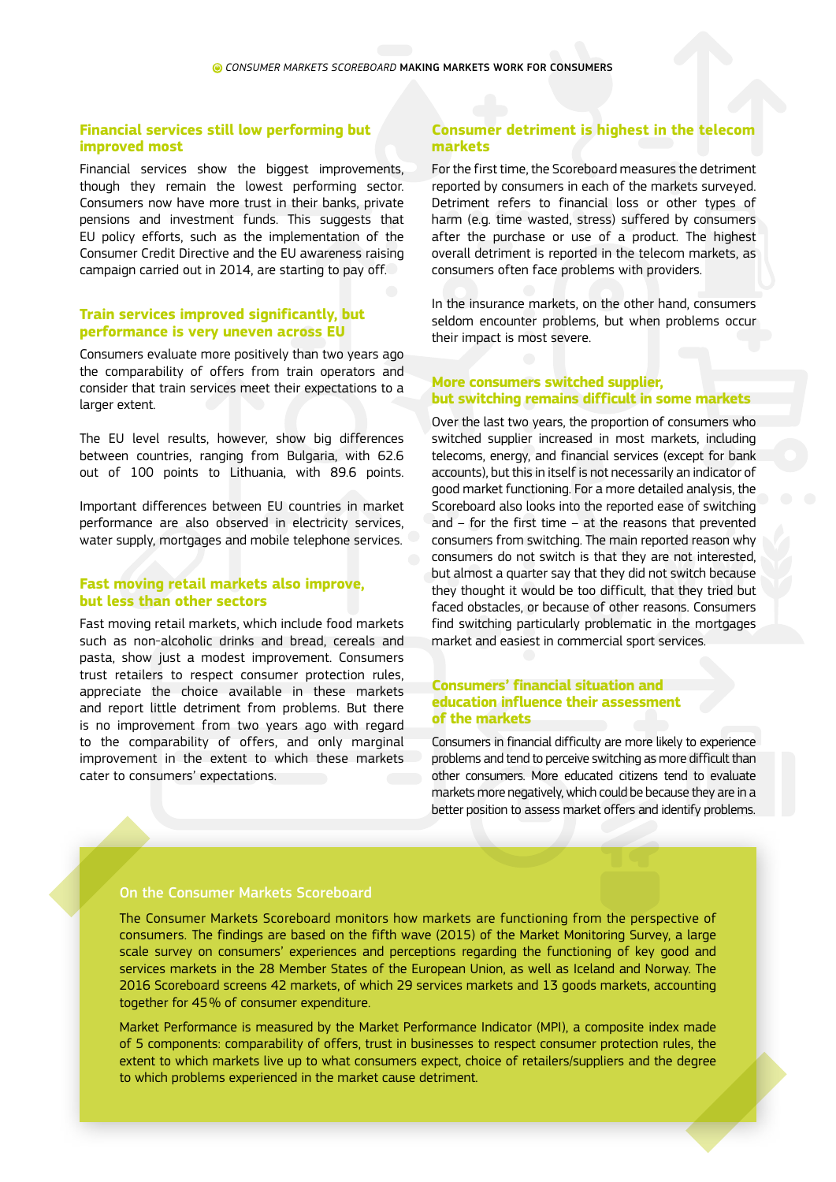## Financial services still low performing but improved most

Financial services show the biggest improvements, though they remain the lowest performing sector. Consumers now have more trust in their banks, private pensions and investment funds. This suggests that EU policy efforts, such as the implementation of the Consumer Credit Directive and the EU awareness raising campaign carried out in 2014, are starting to pay off.

## Train services improved significantly, but performance is very uneven across EU

Consumers evaluate more positively than two years ago the comparability of offers from train operators and consider that train services meet their expectations to a larger extent.

The EU level results, however, show big differences between countries, ranging from Bulgaria, with 62.6 out of 100 points to Lithuania, with 89.6 points.

Important differences between EU countries in market performance are also observed in electricity services, water supply, mortgages and mobile telephone services.

## Fast moving retail markets also improve, but less than other sectors

Fast moving retail markets, which include food markets such as non-alcoholic drinks and bread, cereals and pasta, show just a modest improvement. Consumers trust retailers to respect consumer protection rules, appreciate the choice available in these markets and report little detriment from problems. But there is no improvement from two years ago with regard to the comparability of offers, and only marginal improvement in the extent to which these markets cater to consumers' expectations.

## Consumer detriment is highest in the telecom markets

For the first time, the Scoreboard measures the detriment reported by consumers in each of the markets surveyed. Detriment refers to financial loss or other types of harm (e.g. time wasted, stress) suffered by consumers after the purchase or use of a product. The highest overall detriment is reported in the telecom markets, as consumers often face problems with providers.

In the insurance markets, on the other hand, consumers seldom encounter problems, but when problems occur their impact is most severe.

## More consumers switched supplier, but switching remains difficult in some markets

Over the last two years, the proportion of consumers who switched supplier increased in most markets, including telecoms, energy, and financial services (except for bank accounts), but this in itself is not necessarily an indicator of good market functioning. For a more detailed analysis, the Scoreboard also looks into the reported ease of switching and – for the first time – at the reasons that prevented consumers from switching. The main reported reason why consumers do not switch is that they are not interested, but almost a quarter say that they did not switch because they thought it would be too difficult, that they tried but faced obstacles, or because of other reasons. Consumers find switching particularly problematic in the mortgages market and easiest in commercial sport services.

## Consumers' financial situation and education influence their assessment of the markets

Consumers in financial difficulty are more likely to experience problems and tend to perceive switching as more difficult than other consumers. More educated citizens tend to evaluate markets more negatively, which could be because they are in a better position to assess market offers and identify problems.

### On the Consumer Markets Scoreboard

The Consumer Markets Scoreboard monitors how markets are functioning from the perspective of consumers. The findings are based on the fifth wave (2015) of the Market Monitoring Survey, a large scale survey on consumers' experiences and perceptions regarding the functioning of key good and services markets in the 28 Member States of the European Union, as well as Iceland and Norway. The 2016 Scoreboard screens 42 markets, of which 29 services markets and 13 goods markets, accounting together for 45% of consumer expenditure.

Market Performance is measured by the Market Performance Indicator (MPI), a composite index made of 5 components: comparability of offers, trust in businesses to respect consumer protection rules, the extent to which markets live up to what consumers expect, choice of retailers/suppliers and the degree to which problems experienced in the market cause detriment.